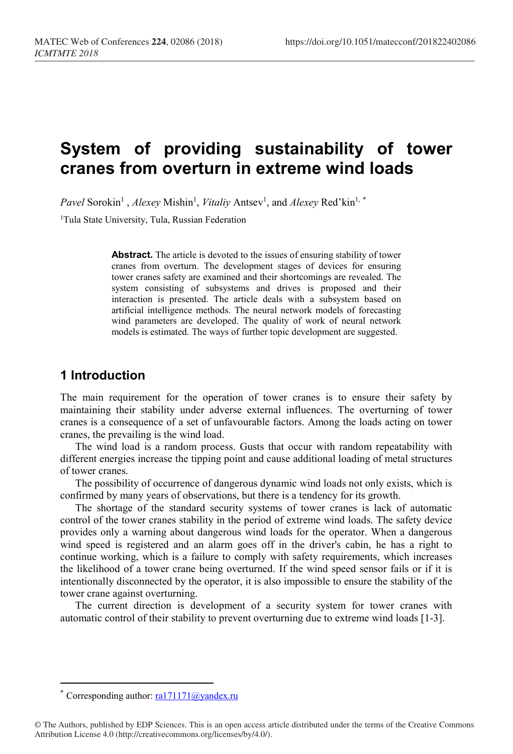# System of providing sustainability of tower cranes from overturn in extreme wind loads

*Pavel* Sorokin[1], *Alexey* Mishin[1], *Vitaliy* Antsev[1], and *Alexey* Red'kin[1,*]

[1]Tula State University, Tula, Russian Federation

**Abstract.** The article is devoted to the issues of ensuring stability of tower cranes from overturn. The development stages of devices for ensuring tower cranes safety are examined and their shortcomings are revealed. The system consisting of subsystems and drives is proposed and their interaction is presented. The article deals with a subsystem based on artificial intelligence methods. The neural network models of forecasting wind parameters are developed. The quality of work of neural network models is estimated. The ways of further topic development are suggested.

## 1 Introduction

The main requirement for the operation of tower cranes is to ensure their safety by maintaining their stability under adverse external influences. The overturning of tower cranes is a consequence of a set of unfavourable factors. Among the loads acting on tower cranes, the prevailing is the wind load.

The wind load is a random process. Gusts that occur with random repeatability with different energies increase the tipping point and cause additional loading of metal structures of tower cranes.

The possibility of occurrence of dangerous dynamic wind loads not only exists, which is confirmed by many years of observations, but there is a tendency for its growth.

The shortage of the standard security systems of tower cranes is lack of automatic control of the tower cranes stability in the period of extreme wind loads. The safety device provides only a warning about dangerous wind loads for the operator. When a dangerous wind speed is registered and an alarm goes off in the driver's cabin, he has a right to continue working, which is a failure to comply with safety requirements, which increases the likelihood of a tower crane being overturned. If the wind speed sensor fails or if it is intentionally disconnected by the operator, it is also impossible to ensure the stability of the tower crane against overturning.

The current direction is development of a security system for tower cranes with automatic control of their stability to prevent overturning due to extreme wind loads [1-3].

---

[*] Corresponding author: ra171171@yandex.ru

© The Authors, published by EDP Sciences. This is an open access article distributed under the terms of the Creative Commons Attribution License 4.0 (http://creativecommons.org/licenses/by/4.0/).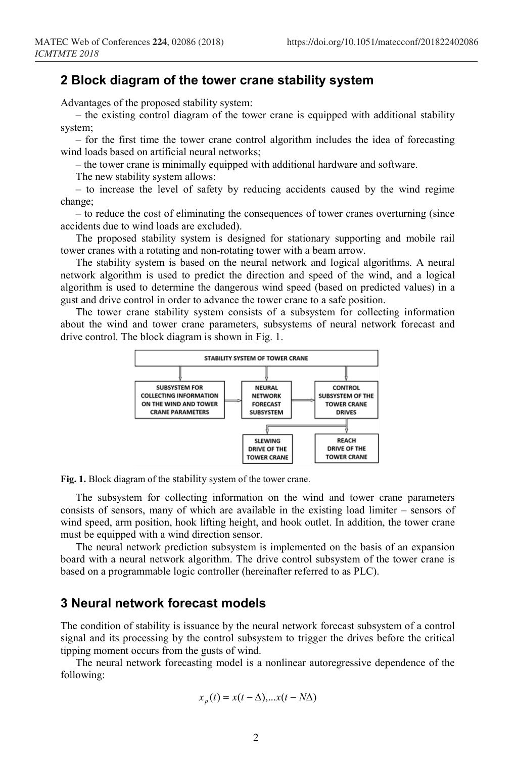## 2 Block diagram of the tower crane stability system

Advantages of the proposed stability system:

– the existing control diagram of the tower crane is equipped with additional stability system;

– for the first time the tower crane control algorithm includes the idea of forecasting wind loads based on artificial neural networks;

– the tower crane is minimally equipped with additional hardware and software.

The new stability system allows:

– to increase the level of safety by reducing accidents caused by the wind regime change;

– to reduce the cost of eliminating the consequences of tower cranes overturning (since accidents due to wind loads are excluded).

The proposed stability system is designed for stationary supporting and mobile rail tower cranes with a rotating and non-rotating tower with a beam arrow.

The stability system is based on the neural network and logical algorithms. A neural network algorithm is used to predict the direction and speed of the wind, and a logical algorithm is used to determine the dangerous wind speed (based on predicted values) in a gust and drive control in order to advance the tower crane to a safe position.

The tower crane stability system consists of a subsystem for collecting information about the wind and tower crane parameters, subsystems of neural network forecast and drive control. The block diagram is shown in Fig. 1.

**Fig. 1.** Block diagram of the stability system of the tower crane.

The subsystem for collecting information on the wind and tower crane parameters consists of sensors, many of which are available in the existing load limiter – sensors of wind speed, arm position, hook lifting height, and hook outlet. In addition, the tower crane must be equipped with a wind direction sensor.

The neural network prediction subsystem is implemented on the basis of an expansion board with a neural network algorithm. The drive control subsystem of the tower crane is based on a programmable logic controller (hereinafter referred to as PLC).

## 3 Neural network forecast models

The condition of stability is issuance by the neural network forecast subsystem of a control signal and its processing by the control subsystem to trigger the drives before the critical tipping moment occurs from the gusts of wind.

The neural network forecasting model is a nonlinear autoregressive dependence of the following:

$$x_p(t) = x(t-\Delta),...x(t-N\Delta)$$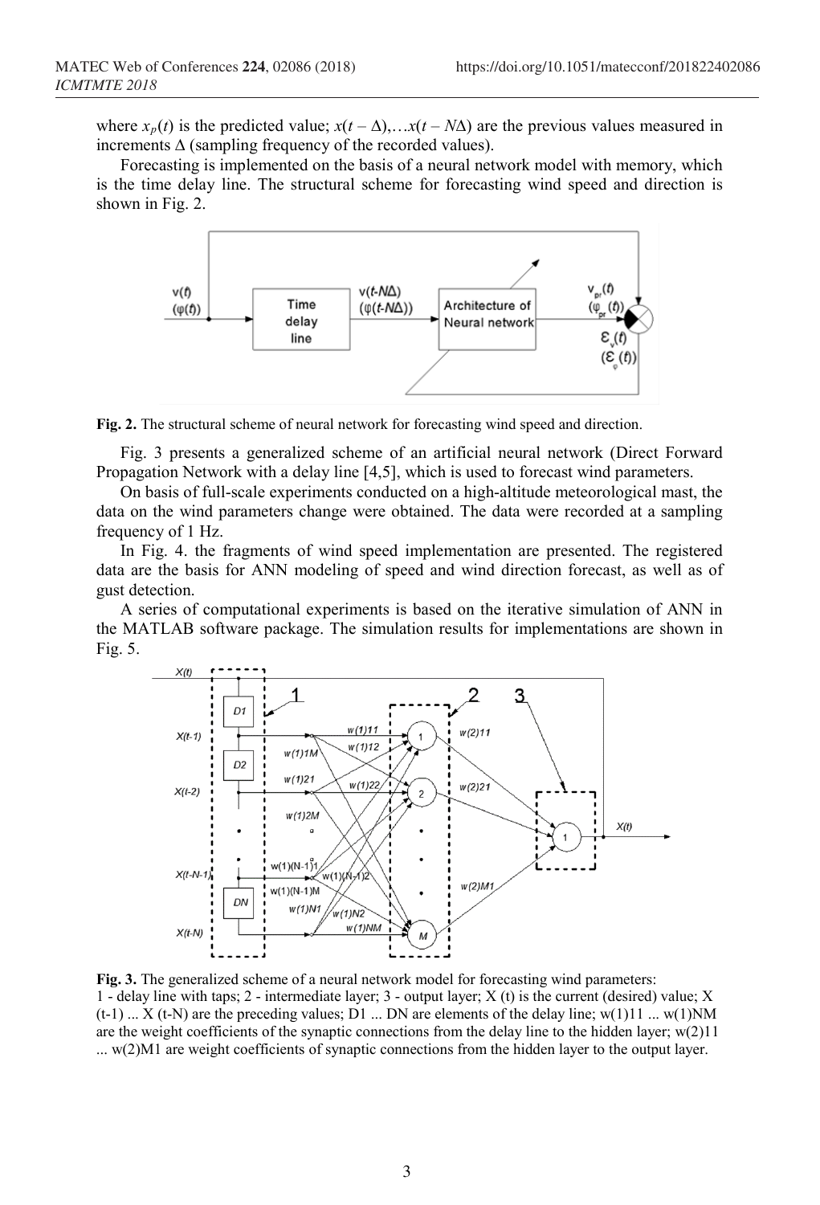where $x_p(t)$ is the predicted value; $x(t-\Delta),\ldots x(t-N\Delta)$ are the previous values measured in increments $\Delta$ (sampling frequency of the recorded values).

Forecasting is implemented on the basis of a neural network model with memory, which is the time delay line. The structural scheme for forecasting wind speed and direction is shown in Fig. 2.

**Fig. 2.** The structural scheme of neural network for forecasting wind speed and direction.

Fig. 3 presents a generalized scheme of an artificial neural network (Direct Forward Propagation Network with a delay line [4,5], which is used to forecast wind parameters.

On basis of full-scale experiments conducted on a high-altitude meteorological mast, the data on the wind parameters change were obtained. The data were recorded at a sampling frequency of 1 Hz.

In Fig. 4. the fragments of wind speed implementation are presented. The registered data are the basis for ANN modeling of speed and wind direction forecast, as well as of gust detection.

A series of computational experiments is based on the iterative simulation of ANN in the MATLAB software package. The simulation results for implementations are shown in Fig. 5.

**Fig. 3.** The generalized scheme of a neural network model for forecasting wind parameters: 1 - delay line with taps; 2 - intermediate layer; 3 - output layer; X (t) is the current (desired) value; X (t-1) ... X (t-N) are the preceding values; D1 ... DN are elements of the delay line; w(1)11 ... w(1)NM are the weight coefficients of the synaptic connections from the delay line to the hidden layer; w(2)11 ... w(2)M1 are weight coefficients of synaptic connections from the hidden layer to the output layer.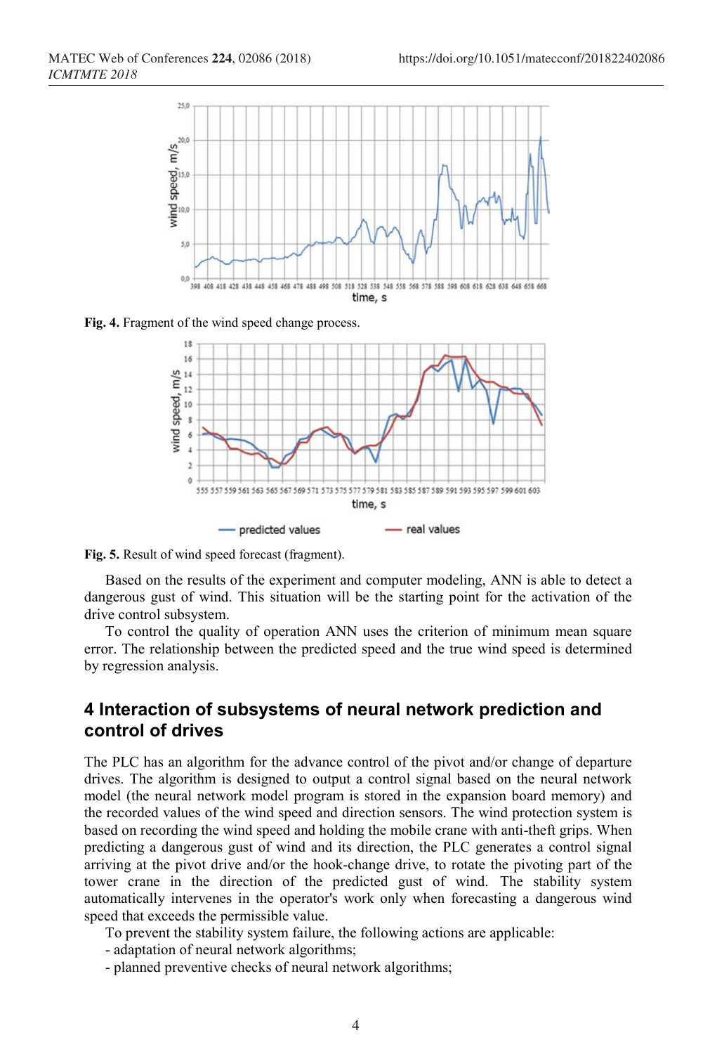**Fig. 4.** Fragment of the wind speed change process.

**Fig. 5.** Result of wind speed forecast (fragment).

Based on the results of the experiment and computer modeling, ANN is able to detect a dangerous gust of wind. This situation will be the starting point for the activation of the drive control subsystem.

To control the quality of operation ANN uses the criterion of minimum mean square error. The relationship between the predicted speed and the true wind speed is determined by regression analysis.

## 4 Interaction of subsystems of neural network prediction and control of drives

The PLC has an algorithm for the advance control of the pivot and/or change of departure drives. The algorithm is designed to output a control signal based on the neural network model (the neural network model program is stored in the expansion board memory) and the recorded values of the wind speed and direction sensors. The wind protection system is based on recording the wind speed and holding the mobile crane with anti-theft grips. When predicting a dangerous gust of wind and its direction, the PLC generates a control signal arriving at the pivot drive and/or the hook-change drive, to rotate the pivoting part of the tower crane in the direction of the predicted gust of wind. The stability system automatically intervenes in the operator's work only when forecasting a dangerous wind speed that exceeds the permissible value.

To prevent the stability system failure, the following actions are applicable:

- adaptation of neural network algorithms;
- planned preventive checks of neural network algorithms;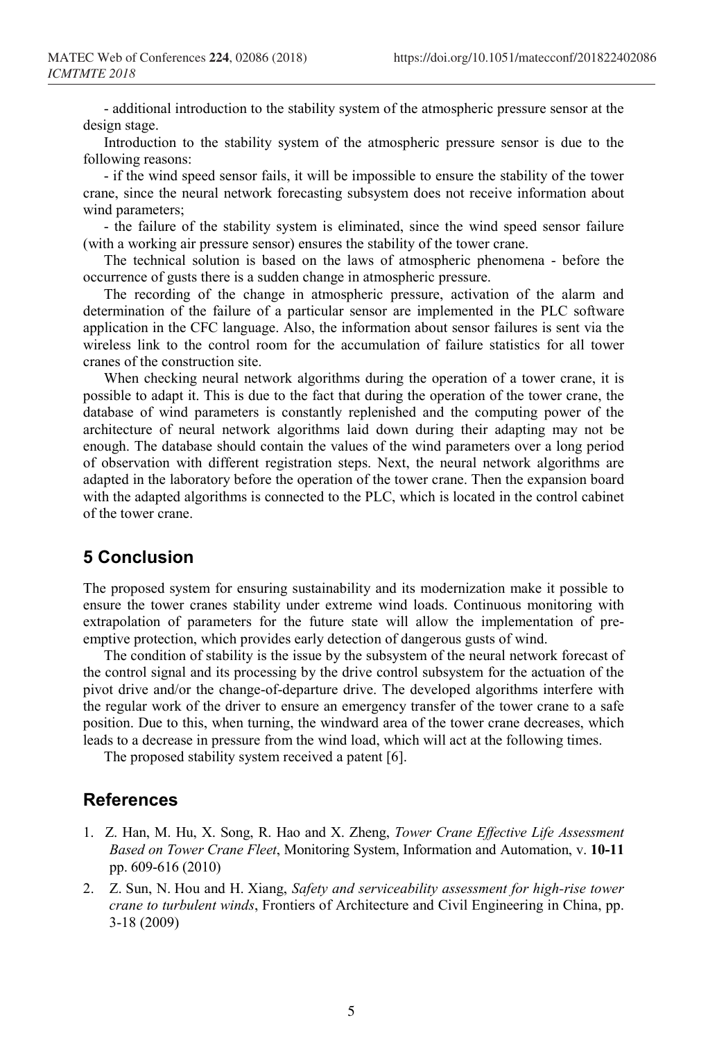- additional introduction to the stability system of the atmospheric pressure sensor at the design stage.

Introduction to the stability system of the atmospheric pressure sensor is due to the following reasons:

- if the wind speed sensor fails, it will be impossible to ensure the stability of the tower crane, since the neural network forecasting subsystem does not receive information about wind parameters;

- the failure of the stability system is eliminated, since the wind speed sensor failure (with a working air pressure sensor) ensures the stability of the tower crane.

The technical solution is based on the laws of atmospheric phenomena - before the occurrence of gusts there is a sudden change in atmospheric pressure.

The recording of the change in atmospheric pressure, activation of the alarm and determination of the failure of a particular sensor are implemented in the PLC software application in the CFC language. Also, the information about sensor failures is sent via the wireless link to the control room for the accumulation of failure statistics for all tower cranes of the construction site.

When checking neural network algorithms during the operation of a tower crane, it is possible to adapt it. This is due to the fact that during the operation of the tower crane, the database of wind parameters is constantly replenished and the computing power of the architecture of neural network algorithms laid down during their adapting may not be enough. The database should contain the values of the wind parameters over a long period of observation with different registration steps. Next, the neural network algorithms are adapted in the laboratory before the operation of the tower crane. Then the expansion board with the adapted algorithms is connected to the PLC, which is located in the control cabinet of the tower crane.

## 5 Conclusion

The proposed system for ensuring sustainability and its modernization make it possible to ensure the tower cranes stability under extreme wind loads. Continuous monitoring with extrapolation of parameters for the future state will allow the implementation of pre-emptive protection, which provides early detection of dangerous gusts of wind.

The condition of stability is the issue by the subsystem of the neural network forecast of the control signal and its processing by the drive control subsystem for the actuation of the pivot drive and/or the change-of-departure drive. The developed algorithms interfere with the regular work of the driver to ensure an emergency transfer of the tower crane to a safe position. Due to this, when turning, the windward area of the tower crane decreases, which leads to a decrease in pressure from the wind load, which will act at the following times.

The proposed stability system received a patent [6].

## References

1. Z. Han, M. Hu, X. Song, R. Hao and X. Zheng, *Tower Crane Effective Life Assessment Based on Tower Crane Fleet*, Monitoring System, Information and Automation, v. **10-11** pp. 609-616 (2010)
2. Z. Sun, N. Hou and H. Xiang, *Safety and serviceability assessment for high-rise tower crane to turbulent winds*, Frontiers of Architecture and Civil Engineering in China, pp. 3-18 (2009)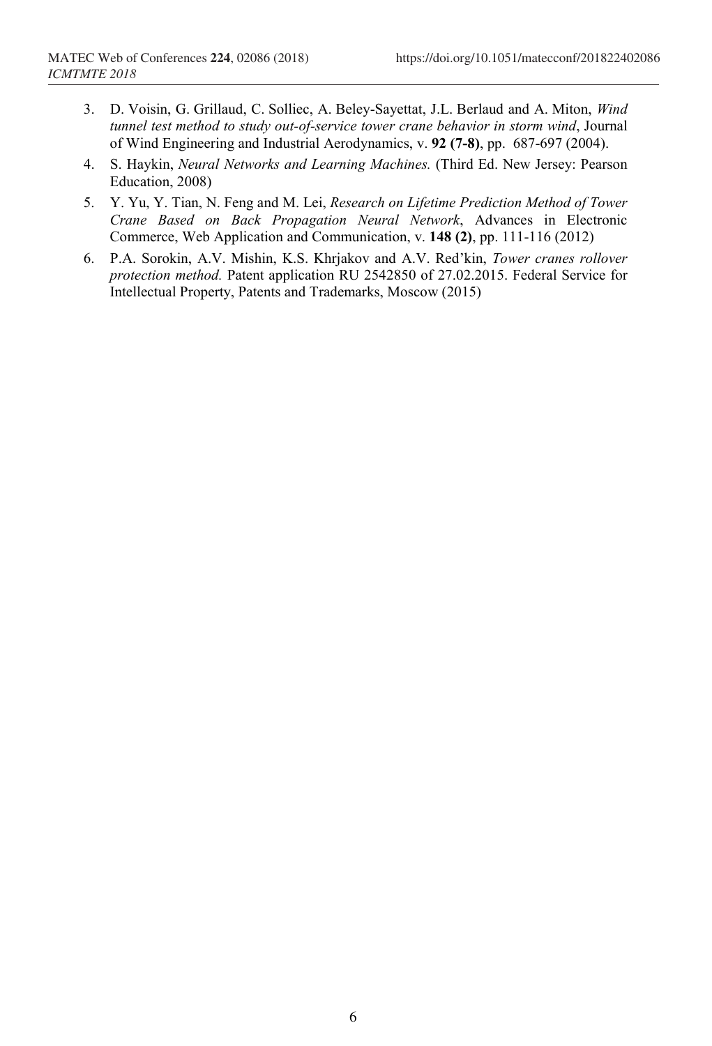3. D. Voisin, G. Grillaud, C. Solliec, A. Beley-Sayettat, J.L. Berlaud and A. Miton, *Wind tunnel test method to study out-of-service tower crane behavior in storm wind*, Journal of Wind Engineering and Industrial Aerodynamics, v. **92 (7-8)**, pp. 687-697 (2004).
4. S. Haykin, *Neural Networks and Learning Machines.* (Third Ed. New Jersey: Pearson Education, 2008)
5. Y. Yu, Y. Tian, N. Feng and M. Lei, *Research on Lifetime Prediction Method of Tower Crane Based on Back Propagation Neural Network*, Advances in Electronic Commerce, Web Application and Communication, v. **148 (2)**, pp. 111-116 (2012)
6. P.A. Sorokin, A.V. Mishin, K.S. Khrjakov and A.V. Red'kin, *Tower cranes rollover protection method.* Patent application RU 2542850 of 27.02.2015. Federal Service for Intellectual Property, Patents and Trademarks, Moscow (2015)